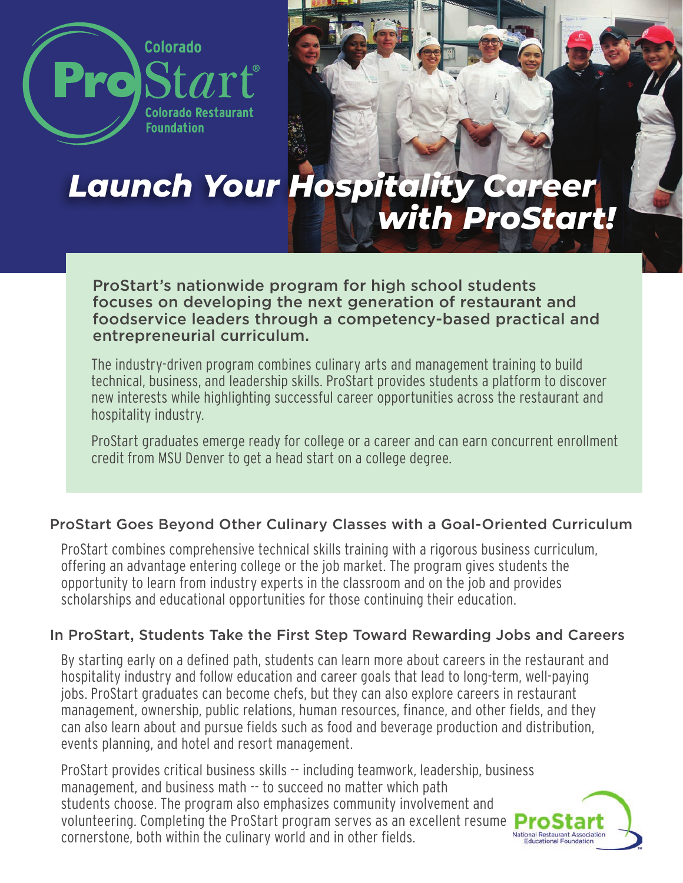Colorado ProStart®
Colorado Restaurant Foundation

# *Launch Your Hospitality Career with ProStart!*

**ProStart's nationwide program for high school students focuses on developing the next generation of restaurant and foodservice leaders through a competency-based practical and entrepreneurial curriculum.**

The industry-driven program combines culinary arts and management training to build technical, business, and leadership skills. ProStart provides students a platform to discover new interests while highlighting successful career opportunities across the restaurant and hospitality industry.

ProStart graduates emerge ready for college or a career and can earn concurrent enrollment credit from MSU Denver to get a head start on a college degree.

## ProStart Goes Beyond Other Culinary Classes with a Goal-Oriented Curriculum

ProStart combines comprehensive technical skills training with a rigorous business curriculum, offering an advantage entering college or the job market. The program gives students the opportunity to learn from industry experts in the classroom and on the job and provides scholarships and educational opportunities for those continuing their education.

## In ProStart, Students Take the First Step Toward Rewarding Jobs and Careers

By starting early on a defined path, students can learn more about careers in the restaurant and hospitality industry and follow education and career goals that lead to long-term, well-paying jobs. ProStart graduates can become chefs, but they can also explore careers in restaurant management, ownership, public relations, human resources, finance, and other fields, and they can also learn about and pursue fields such as food and beverage production and distribution, events planning, and hotel and resort management.

ProStart provides critical business skills -- including teamwork, leadership, business management, and business math -- to succeed no matter which path students choose. The program also emphasizes community involvement and volunteering. Completing the ProStart program serves as an excellent resume cornerstone, both within the culinary world and in other fields.

ProStart
National Restaurant Association Educational Foundation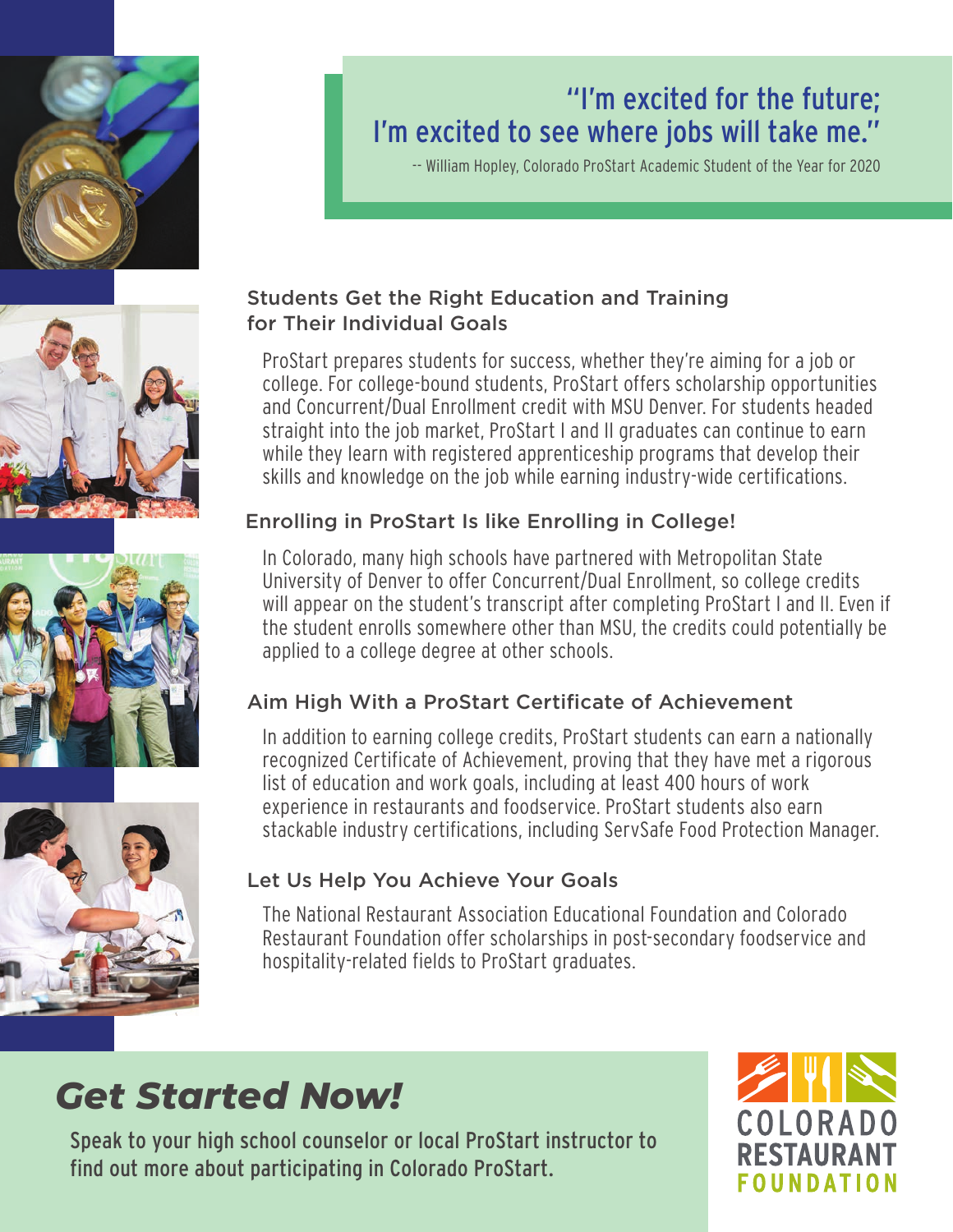> "I'm excited for the future; I'm excited to see where jobs will take me."
>
> -- William Hopley, Colorado ProStart Academic Student of the Year for 2020

## Students Get the Right Education and Training for Their Individual Goals

ProStart prepares students for success, whether they're aiming for a job or college. For college-bound students, ProStart offers scholarship opportunities and Concurrent/Dual Enrollment credit with MSU Denver. For students headed straight into the job market, ProStart I and II graduates can continue to earn while they learn with registered apprenticeship programs that develop their skills and knowledge on the job while earning industry-wide certifications.

## Enrolling in ProStart Is like Enrolling in College!

In Colorado, many high schools have partnered with Metropolitan State University of Denver to offer Concurrent/Dual Enrollment, so college credits will appear on the student's transcript after completing ProStart I and II. Even if the student enrolls somewhere other than MSU, the credits could potentially be applied to a college degree at other schools.

## Aim High With a ProStart Certificate of Achievement

In addition to earning college credits, ProStart students can earn a nationally recognized Certificate of Achievement, proving that they have met a rigorous list of education and work goals, including at least 400 hours of work experience in restaurants and foodservice. ProStart students also earn stackable industry certifications, including ServSafe Food Protection Manager.

## Let Us Help You Achieve Your Goals

The National Restaurant Association Educational Foundation and Colorado Restaurant Foundation offer scholarships in post-secondary foodservice and hospitality-related fields to ProStart graduates.

# *Get Started Now!*

Speak to your high school counselor or local ProStart instructor to find out more about participating in Colorado ProStart.

COLORADO RESTAURANT FOUNDATION